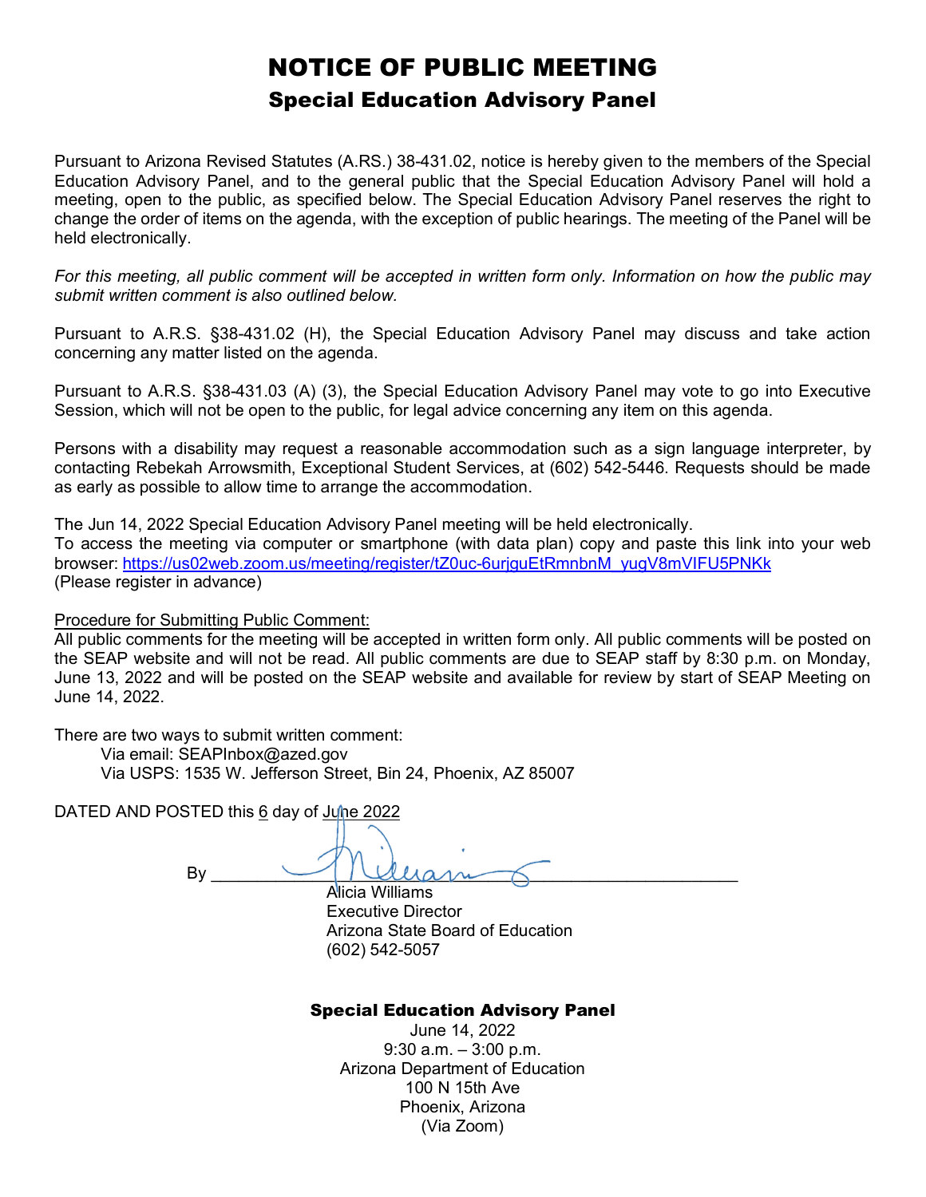# NOTICE OF PUBLIC MEETING

## Special Education Advisory Panel

Pursuant to Arizona Revised Statutes (A.RS.) 38-431.02, notice is hereby given to the members of the Special Education Advisory Panel, and to the general public that the Special Education Advisory Panel will hold a meeting, open to the public, as specified below. The Special Education Advisory Panel reserves the right to change the order of items on the agenda, with the exception of public hearings. The meeting of the Panel will be held electronically.

*For this meeting, all public comment will be accepted in written form only. Information on how the public may submit written comment is also outlined below.*

Pursuant to A.R.S. §38-431.02 (H), the Special Education Advisory Panel may discuss and take action concerning any matter listed on the agenda.

Pursuant to A.R.S. §38-431.03 (A) (3), the Special Education Advisory Panel may vote to go into Executive Session, which will not be open to the public, for legal advice concerning any item on this agenda.

Persons with a disability may request a reasonable accommodation such as a sign language interpreter, by contacting Rebekah Arrowsmith, Exceptional Student Services, at (602) 542-5446. Requests should be made as early as possible to allow time to arrange the accommodation.

The Jun 14, 2022 Special Education Advisory Panel meeting will be held electronically.
To access the meeting via computer or smartphone (with data plan) copy and paste this link into your web browser: [https://us02web.zoom.us/meeting/register/tZ0uc-6urjguEtRmnbnM_yugV8mVIFU5PNKk](https://us02web.zoom.us/meeting/register/tZ0uc-6urjguEtRmnbnM_yugV8mVIFU5PNKk)
(Please register in advance)

Procedure for Submitting Public Comment:
All public comments for the meeting will be accepted in written form only. All public comments will be posted on the SEAP website and will not be read. All public comments are due to SEAP staff by 8:30 p.m. on Monday, June 13, 2022 and will be posted on the SEAP website and available for review by start of SEAP Meeting on June 14, 2022.

There are two ways to submit written comment:
- Via email: SEAPInbox@azed.gov
- Via USPS: 1535 W. Jefferson Street, Bin 24, Phoenix, AZ 85007

DATED AND POSTED this 6 day of June 2022

By ______________________________

Alicia Williams
Executive Director
Arizona State Board of Education
(602) 542-5057

**Special Education Advisory Panel**
June 14, 2022
9:30 a.m. – 3:00 p.m.
Arizona Department of Education
100 N 15th Ave
Phoenix, Arizona
(Via Zoom)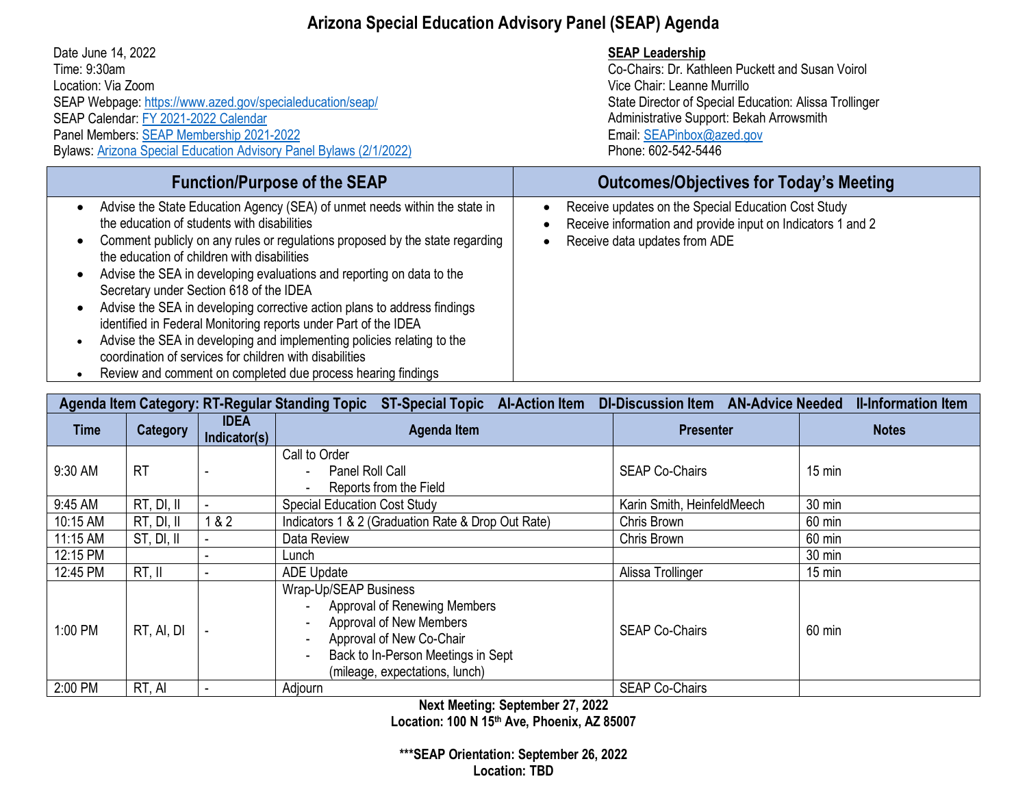# Arizona Special Education Advisory Panel (SEAP) Agenda

Date June 14, 2022
Time: 9:30am
Location: Via Zoom
SEAP Webpage: https://www.azed.gov/specialeducation/seap/
SEAP Calendar: FY 2021-2022 Calendar
Panel Members: SEAP Membership 2021-2022
Bylaws: Arizona Special Education Advisory Panel Bylaws (2/1/2022)

**SEAP Leadership**
Co-Chairs: Dr. Kathleen Puckett and Susan Voirol
Vice Chair: Leanne Murrillo
State Director of Special Education: Alissa Trollinger
Administrative Support: Bekah Arrowsmith
Email: SEAPinbox@azed.gov
Phone: 602-542-5446

| Function/Purpose of the SEAP | Outcomes/Objectives for Today's Meeting |
|---|---|
| • Advise the State Education Agency (SEA) of unmet needs within the state in the education of students with disabilities<br>• Comment publicly on any rules or regulations proposed by the state regarding the education of children with disabilities<br>• Advise the SEA in developing evaluations and reporting on data to the Secretary under Section 618 of the IDEA<br>• Advise the SEA in developing corrective action plans to address findings identified in Federal Monitoring reports under Part of the IDEA<br>• Advise the SEA in developing and implementing policies relating to the coordination of services for children with disabilities<br>• Review and comment on completed due process hearing findings | • Receive updates on the Special Education Cost Study<br>• Receive information and provide input on Indicators 1 and 2<br>• Receive data updates from ADE |

**Agenda Item Category: RT-Regular Standing Topic ST-Special Topic AI-Action Item DI-Discussion Item AN-Advice Needed II-Information Item**

| Time | Category | IDEA Indicator(s) | Agenda Item | Presenter | Notes |
|---|---|---|---|---|---|
| 9:30 AM | RT | - | Call to Order<br>- Panel Roll Call<br>- Reports from the Field | SEAP Co-Chairs | 15 min |
| 9:45 AM | RT, DI, II | - | Special Education Cost Study | Karin Smith, HeinfeldMeech | 30 min |
| 10:15 AM | RT, DI, II | 1 & 2 | Indicators 1 & 2 (Graduation Rate & Drop Out Rate) | Chris Brown | 60 min |
| 11:15 AM | ST, DI, II | - | Data Review | Chris Brown | 60 min |
| 12:15 PM | | - | Lunch | | 30 min |
| 12:45 PM | RT, II | - | ADE Update | Alissa Trollinger | 15 min |
| 1:00 PM | RT, AI, DI | - | Wrap-Up/SEAP Business<br>- Approval of Renewing Members<br>- Approval of New Members<br>- Approval of New Co-Chair<br>- Back to In-Person Meetings in Sept (mileage, expectations, lunch) | SEAP Co-Chairs | 60 min |
| 2:00 PM | RT, AI | - | Adjourn | SEAP Co-Chairs | |

**Next Meeting: September 27, 2022**
**Location: 100 N 15th Ave, Phoenix, AZ 85007**

**\*\*\*SEAP Orientation: September 26, 2022**
**Location: TBD**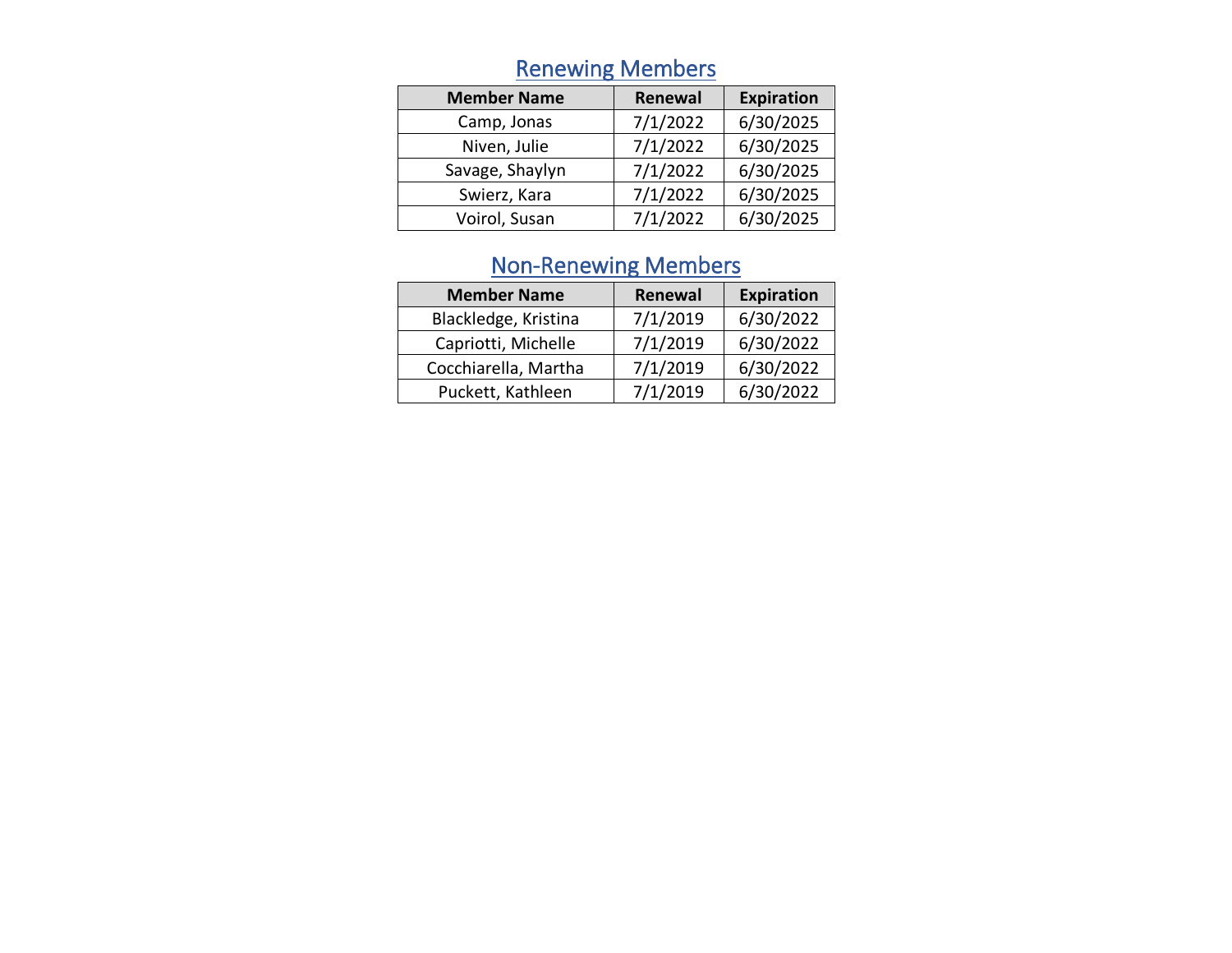## Renewing Members

| Member Name | Renewal | Expiration |
| --- | --- | --- |
| Camp, Jonas | 7/1/2022 | 6/30/2025 |
| Niven, Julie | 7/1/2022 | 6/30/2025 |
| Savage, Shaylyn | 7/1/2022 | 6/30/2025 |
| Swierz, Kara | 7/1/2022 | 6/30/2025 |
| Voirol, Susan | 7/1/2022 | 6/30/2025 |

## Non-Renewing Members

| Member Name | Renewal | Expiration |
| --- | --- | --- |
| Blackledge, Kristina | 7/1/2019 | 6/30/2022 |
| Capriotti, Michelle | 7/1/2019 | 6/30/2022 |
| Cocchiarella, Martha | 7/1/2019 | 6/30/2022 |
| Puckett, Kathleen | 7/1/2019 | 6/30/2022 |